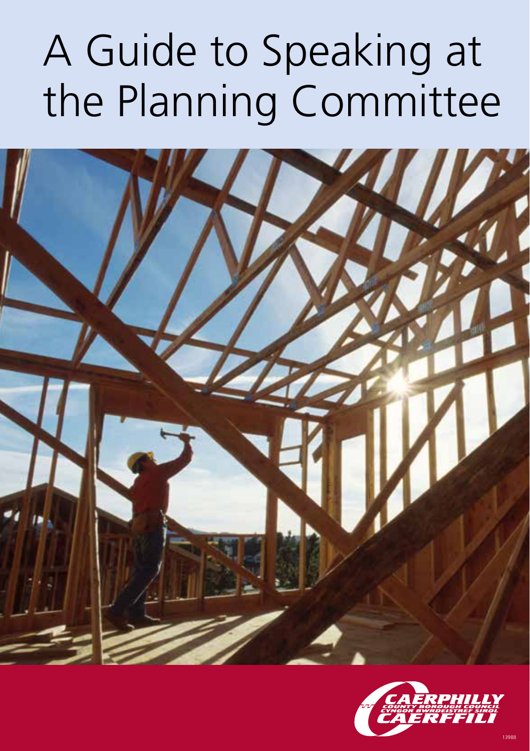# A Guide to Speaking at the Planning Committee

CAERPHILLY COUNTY BOROUGH COUNCIL
CYNGOR BWRDEISTREF SIROL CAERFFILI

13988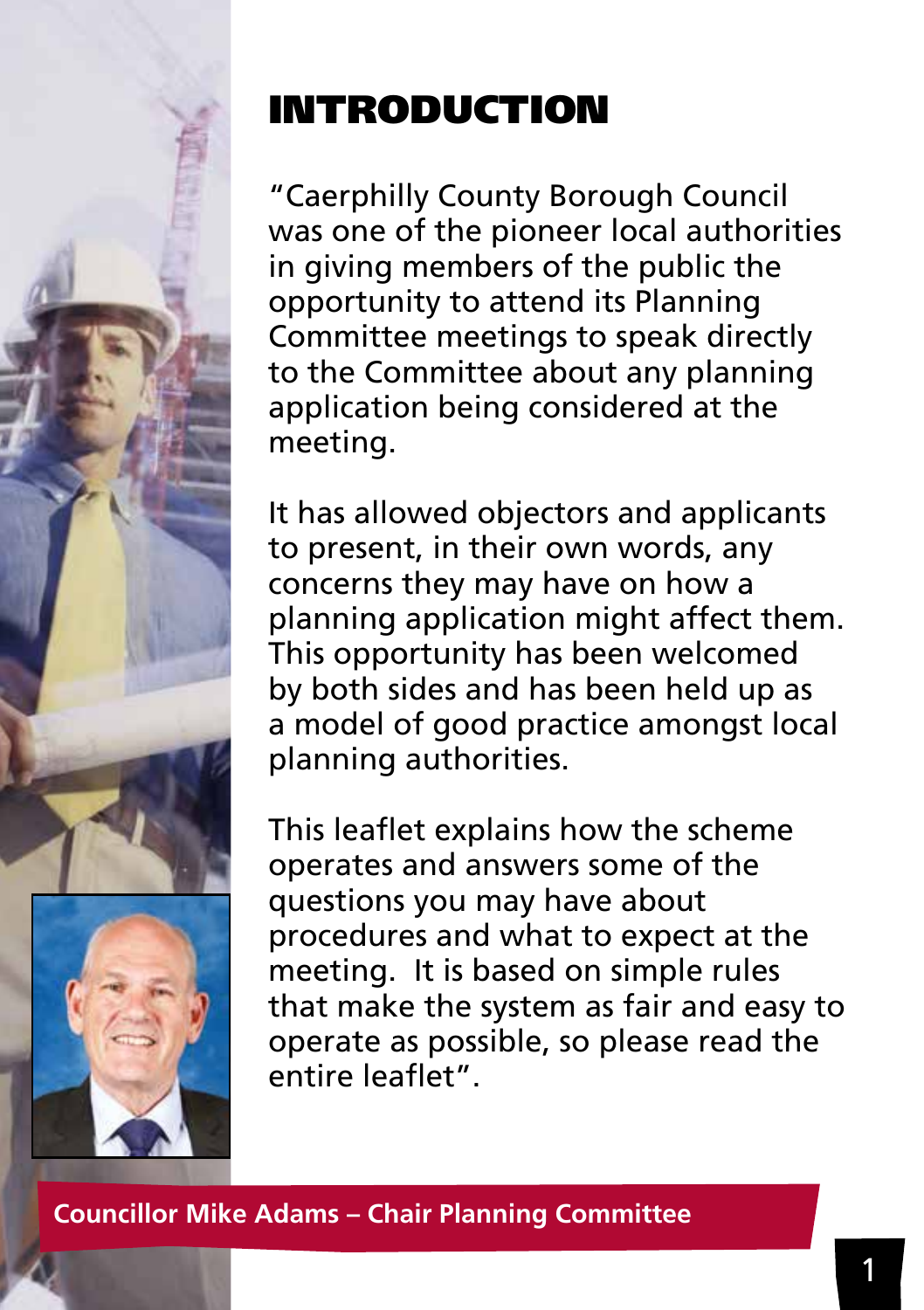# INTRODUCTION

"Caerphilly County Borough Council was one of the pioneer local authorities in giving members of the public the opportunity to attend its Planning Committee meetings to speak directly to the Committee about any planning application being considered at the meeting.

It has allowed objectors and applicants to present, in their own words, any concerns they may have on how a planning application might affect them. This opportunity has been welcomed by both sides and has been held up as a model of good practice amongst local planning authorities.

This leaflet explains how the scheme operates and answers some of the questions you may have about procedures and what to expect at the meeting. It is based on simple rules that make the system as fair and easy to operate as possible, so please read the entire leaflet".

**Councillor Mike Adams – Chair Planning Committee**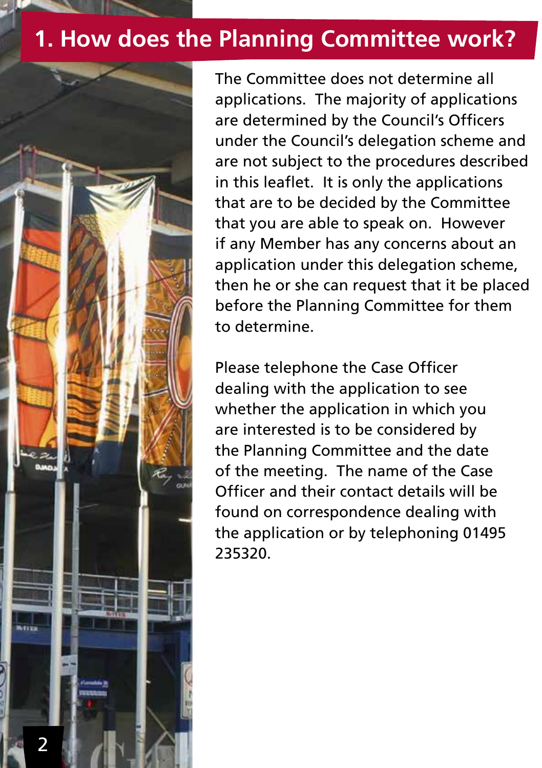# 1. How does the Planning Committee work?

The Committee does not determine all applications. The majority of applications are determined by the Council's Officers under the Council's delegation scheme and are not subject to the procedures described in this leaflet. It is only the applications that are to be decided by the Committee that you are able to speak on. However if any Member has any concerns about an application under this delegation scheme, then he or she can request that it be placed before the Planning Committee for them to determine.

Please telephone the Case Officer dealing with the application to see whether the application in which you are interested is to be considered by the Planning Committee and the date of the meeting. The name of the Case Officer and their contact details will be found on correspondence dealing with the application or by telephoning 01495 235320.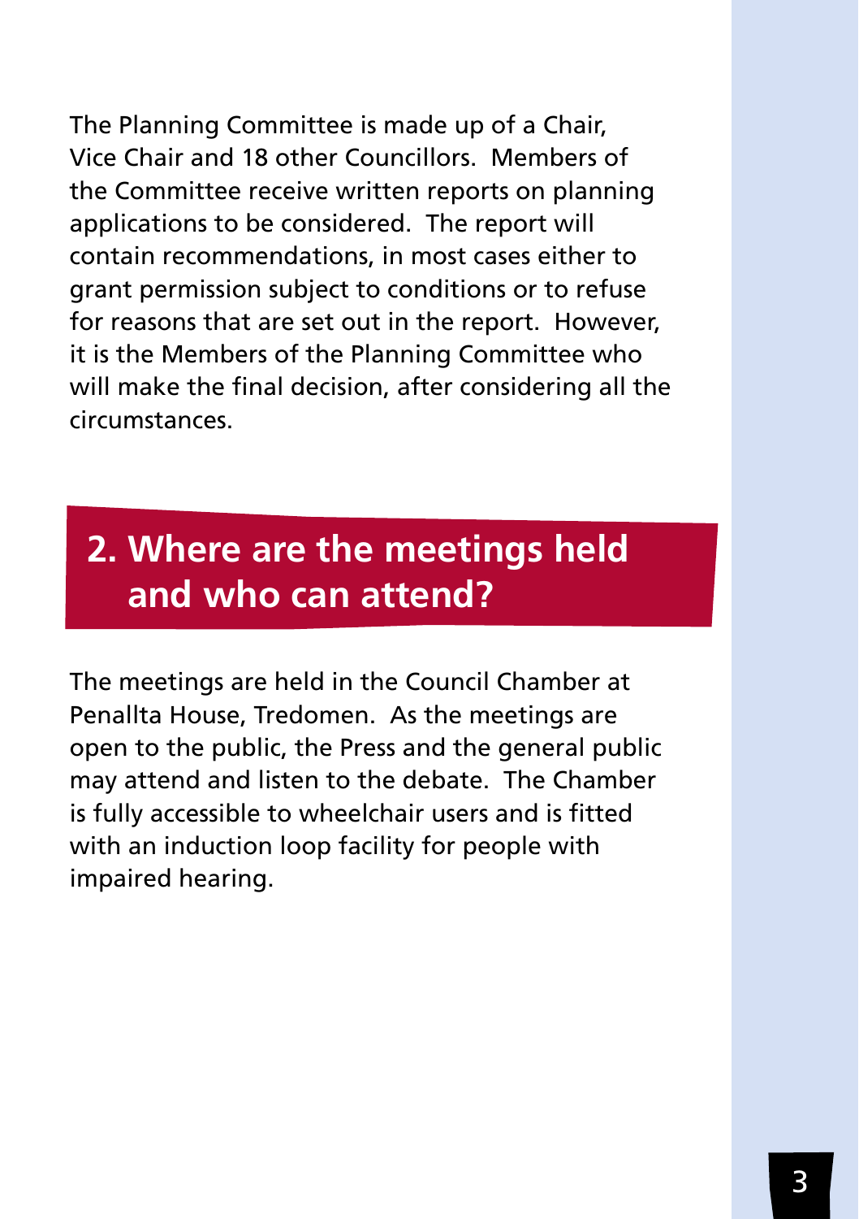The Planning Committee is made up of a Chair, Vice Chair and 18 other Councillors. Members of the Committee receive written reports on planning applications to be considered. The report will contain recommendations, in most cases either to grant permission subject to conditions or to refuse for reasons that are set out in the report. However, it is the Members of the Planning Committee who will make the final decision, after considering all the circumstances.

## 2. Where are the meetings held and who can attend?

The meetings are held in the Council Chamber at Penallta House, Tredomen. As the meetings are open to the public, the Press and the general public may attend and listen to the debate. The Chamber is fully accessible to wheelchair users and is fitted with an induction loop facility for people with impaired hearing.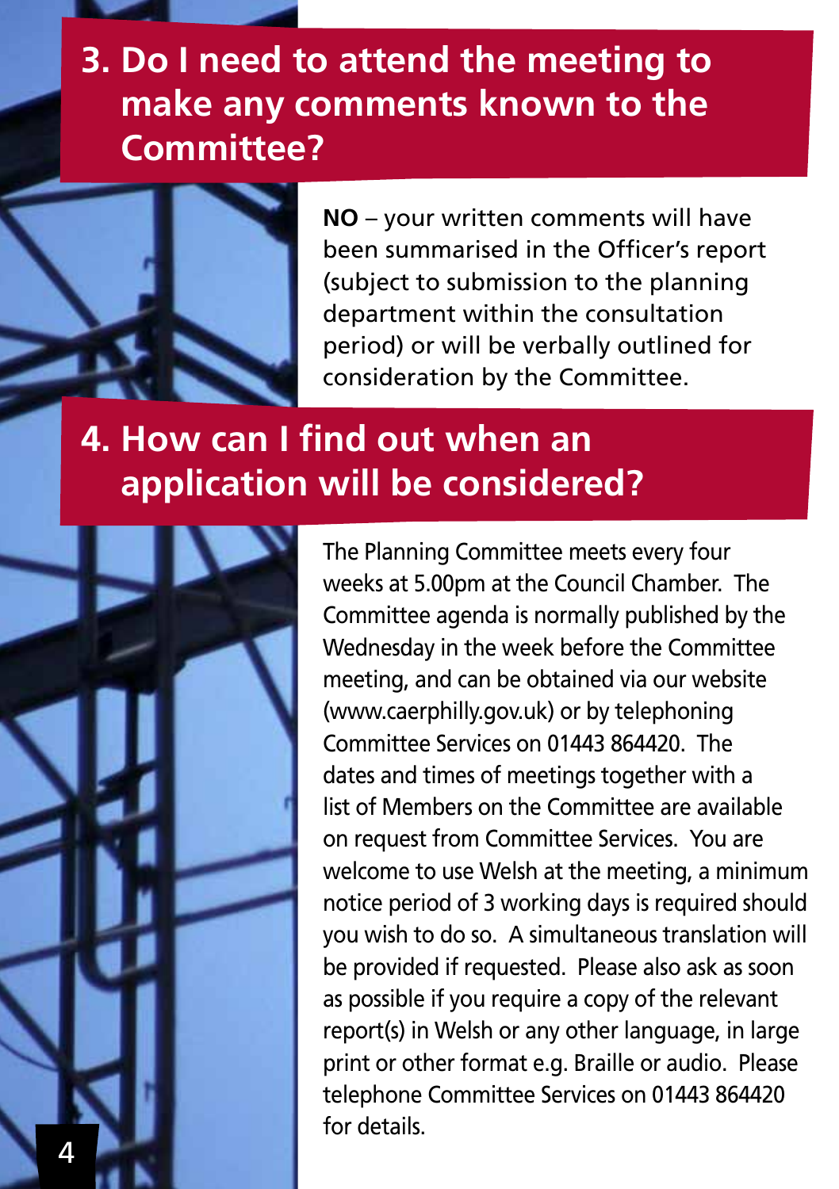## 3. Do I need to attend the meeting to make any comments known to the Committee?

**NO** – your written comments will have been summarised in the Officer's report (subject to submission to the planning department within the consultation period) or will be verbally outlined for consideration by the Committee.

## 4. How can I find out when an application will be considered?

The Planning Committee meets every four weeks at 5.00pm at the Council Chamber. The Committee agenda is normally published by the Wednesday in the week before the Committee meeting, and can be obtained via our website (www.caerphilly.gov.uk) or by telephoning Committee Services on 01443 864420. The dates and times of meetings together with a list of Members on the Committee are available on request from Committee Services. You are welcome to use Welsh at the meeting, a minimum notice period of 3 working days is required should you wish to do so. A simultaneous translation will be provided if requested. Please also ask as soon as possible if you require a copy of the relevant report(s) in Welsh or any other language, in large print or other format e.g. Braille or audio. Please telephone Committee Services on 01443 864420 for details.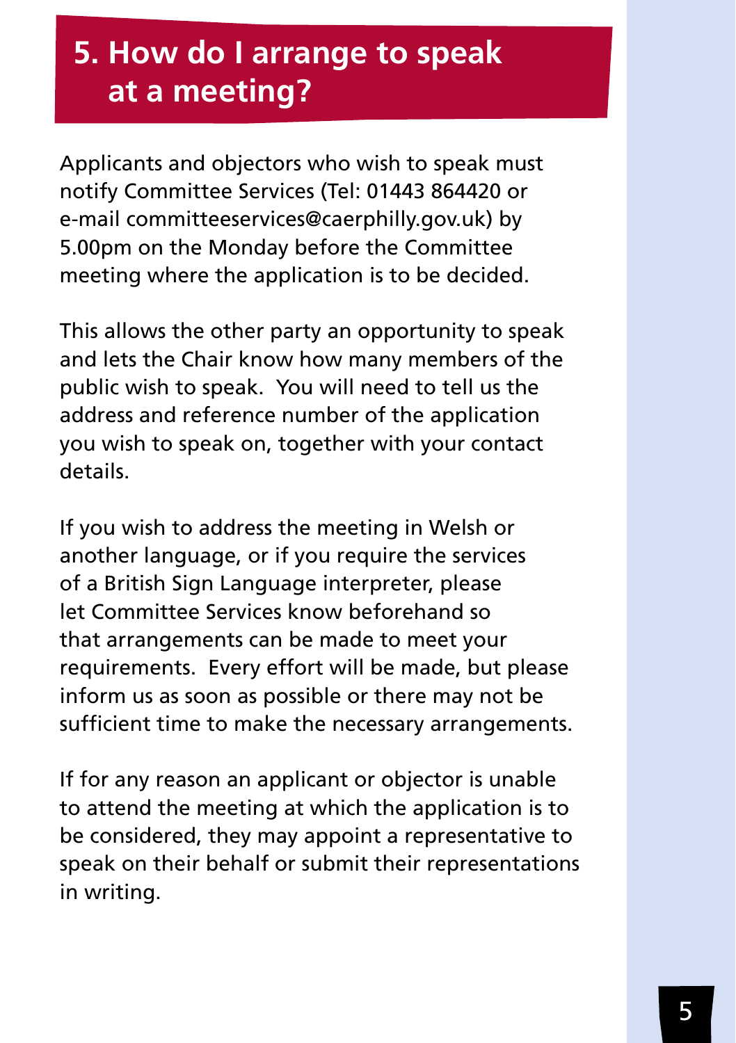## 5. How do I arrange to speak at a meeting?

Applicants and objectors who wish to speak must notify Committee Services (Tel: 01443 864420 or e-mail committeeservices@caerphilly.gov.uk) by 5.00pm on the Monday before the Committee meeting where the application is to be decided.

This allows the other party an opportunity to speak and lets the Chair know how many members of the public wish to speak. You will need to tell us the address and reference number of the application you wish to speak on, together with your contact details.

If you wish to address the meeting in Welsh or another language, or if you require the services of a British Sign Language interpreter, please let Committee Services know beforehand so that arrangements can be made to meet your requirements. Every effort will be made, but please inform us as soon as possible or there may not be sufficient time to make the necessary arrangements.

If for any reason an applicant or objector is unable to attend the meeting at which the application is to be considered, they may appoint a representative to speak on their behalf or submit their representations in writing.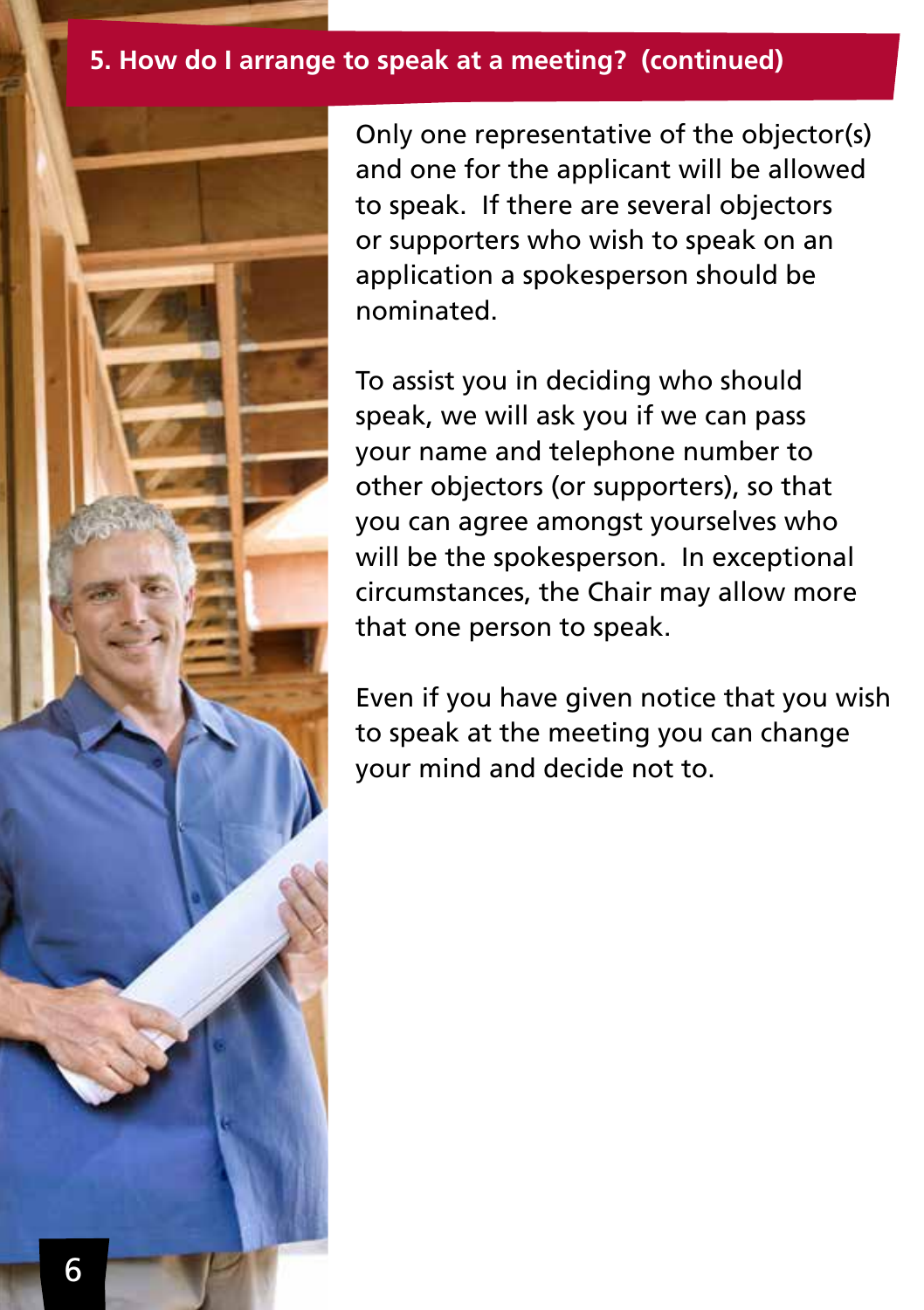## 5. How do I arrange to speak at a meeting? (continued)

Only one representative of the objector(s) and one for the applicant will be allowed to speak. If there are several objectors or supporters who wish to speak on an application a spokesperson should be nominated.

To assist you in deciding who should speak, we will ask you if we can pass your name and telephone number to other objectors (or supporters), so that you can agree amongst yourselves who will be the spokesperson. In exceptional circumstances, the Chair may allow more that one person to speak.

Even if you have given notice that you wish to speak at the meeting you can change your mind and decide not to.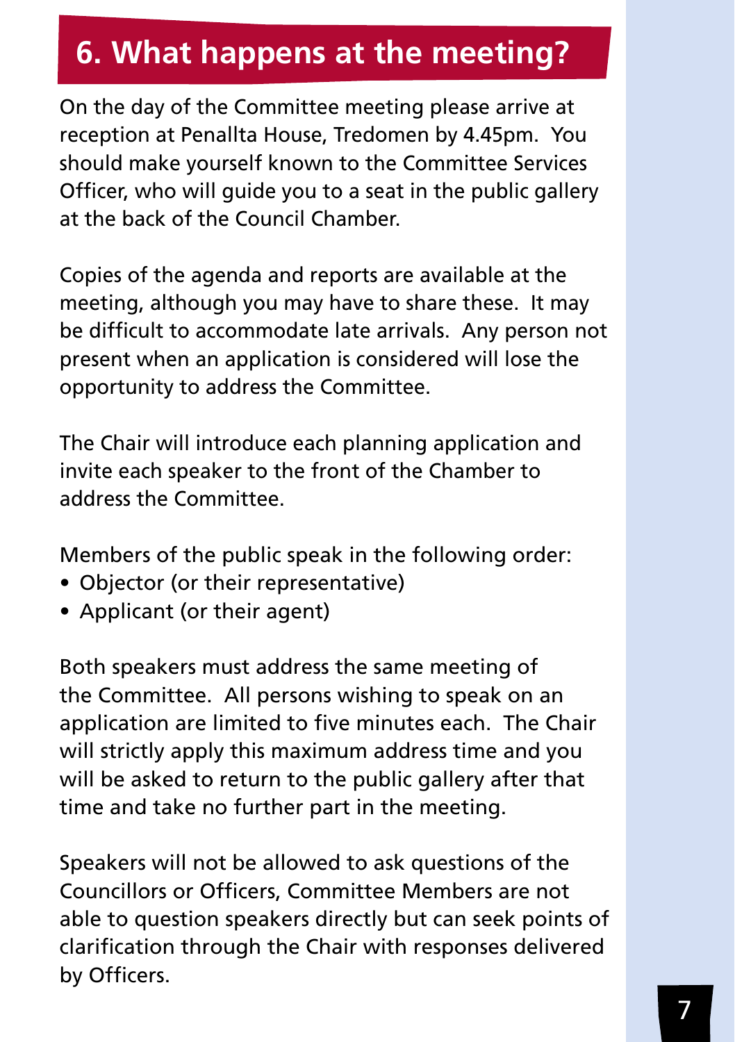## 6. What happens at the meeting?

On the day of the Committee meeting please arrive at reception at Penallta House, Tredomen by 4.45pm. You should make yourself known to the Committee Services Officer, who will guide you to a seat in the public gallery at the back of the Council Chamber.

Copies of the agenda and reports are available at the meeting, although you may have to share these. It may be difficult to accommodate late arrivals. Any person not present when an application is considered will lose the opportunity to address the Committee.

The Chair will introduce each planning application and invite each speaker to the front of the Chamber to address the Committee.

Members of the public speak in the following order:

- Objector (or their representative)
- Applicant (or their agent)

Both speakers must address the same meeting of the Committee. All persons wishing to speak on an application are limited to five minutes each. The Chair will strictly apply this maximum address time and you will be asked to return to the public gallery after that time and take no further part in the meeting.

Speakers will not be allowed to ask questions of the Councillors or Officers, Committee Members are not able to question speakers directly but can seek points of clarification through the Chair with responses delivered by Officers.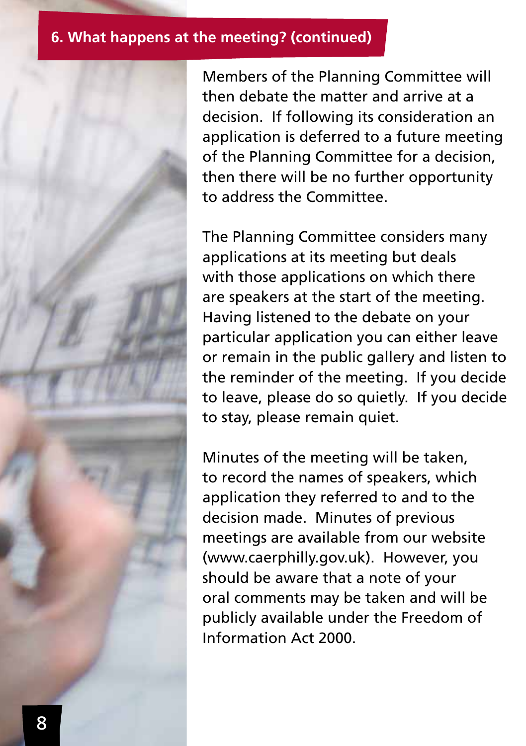## 6. What happens at the meeting? (continued)

Members of the Planning Committee will then debate the matter and arrive at a decision. If following its consideration an application is deferred to a future meeting of the Planning Committee for a decision, then there will be no further opportunity to address the Committee.

The Planning Committee considers many applications at its meeting but deals with those applications on which there are speakers at the start of the meeting. Having listened to the debate on your particular application you can either leave or remain in the public gallery and listen to the reminder of the meeting. If you decide to leave, please do so quietly. If you decide to stay, please remain quiet.

Minutes of the meeting will be taken, to record the names of speakers, which application they referred to and to the decision made. Minutes of previous meetings are available from our website (www.caerphilly.gov.uk). However, you should be aware that a note of your oral comments may be taken and will be publicly available under the Freedom of Information Act 2000.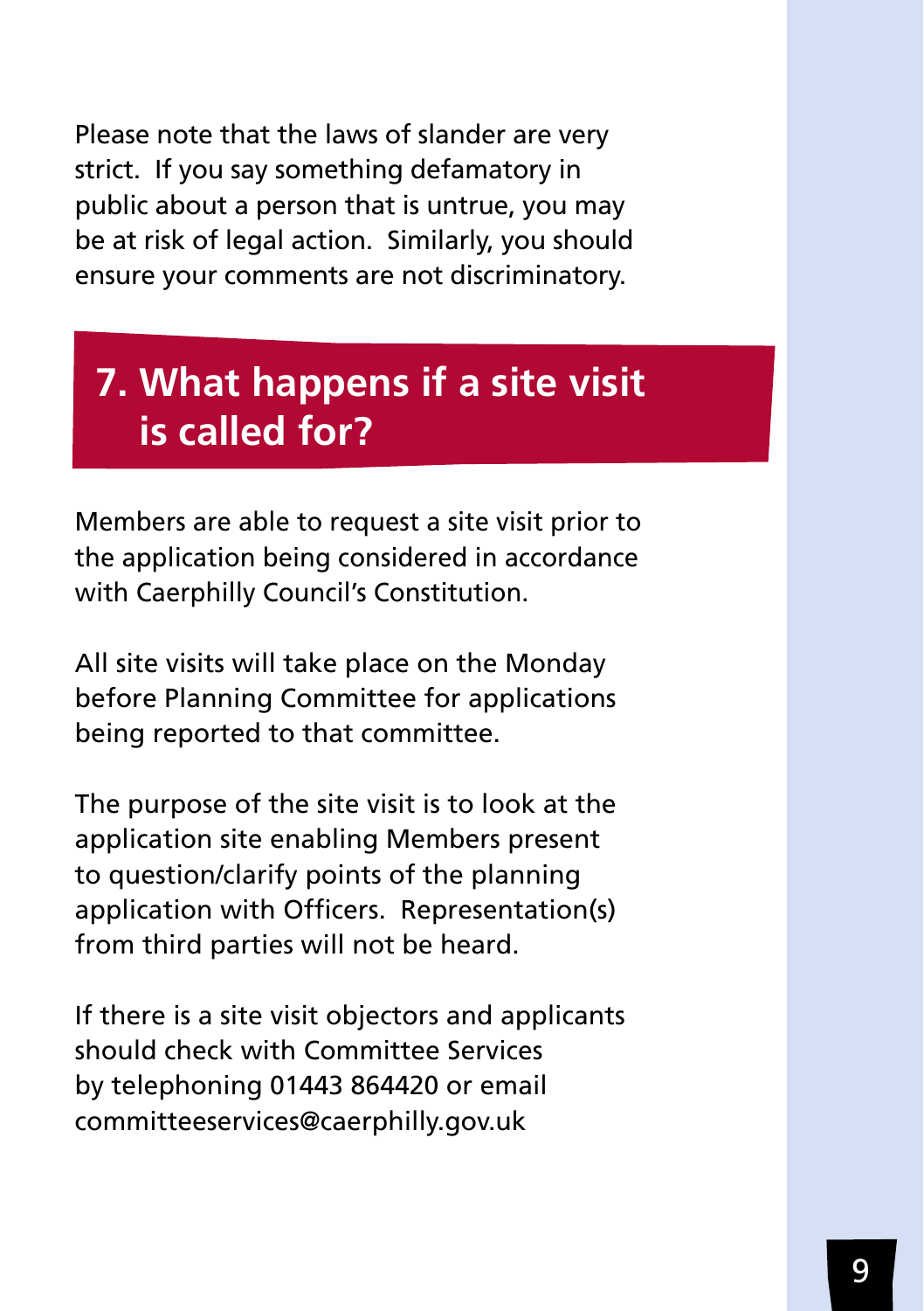Please note that the laws of slander are very strict. If you say something defamatory in public about a person that is untrue, you may be at risk of legal action. Similarly, you should ensure your comments are not discriminatory.

## 7. What happens if a site visit is called for?

Members are able to request a site visit prior to the application being considered in accordance with Caerphilly Council's Constitution.

All site visits will take place on the Monday before Planning Committee for applications being reported to that committee.

The purpose of the site visit is to look at the application site enabling Members present to question/clarify points of the planning application with Officers. Representation(s) from third parties will not be heard.

If there is a site visit objectors and applicants should check with Committee Services by telephoning 01443 864420 or email committeeservices@caerphilly.gov.uk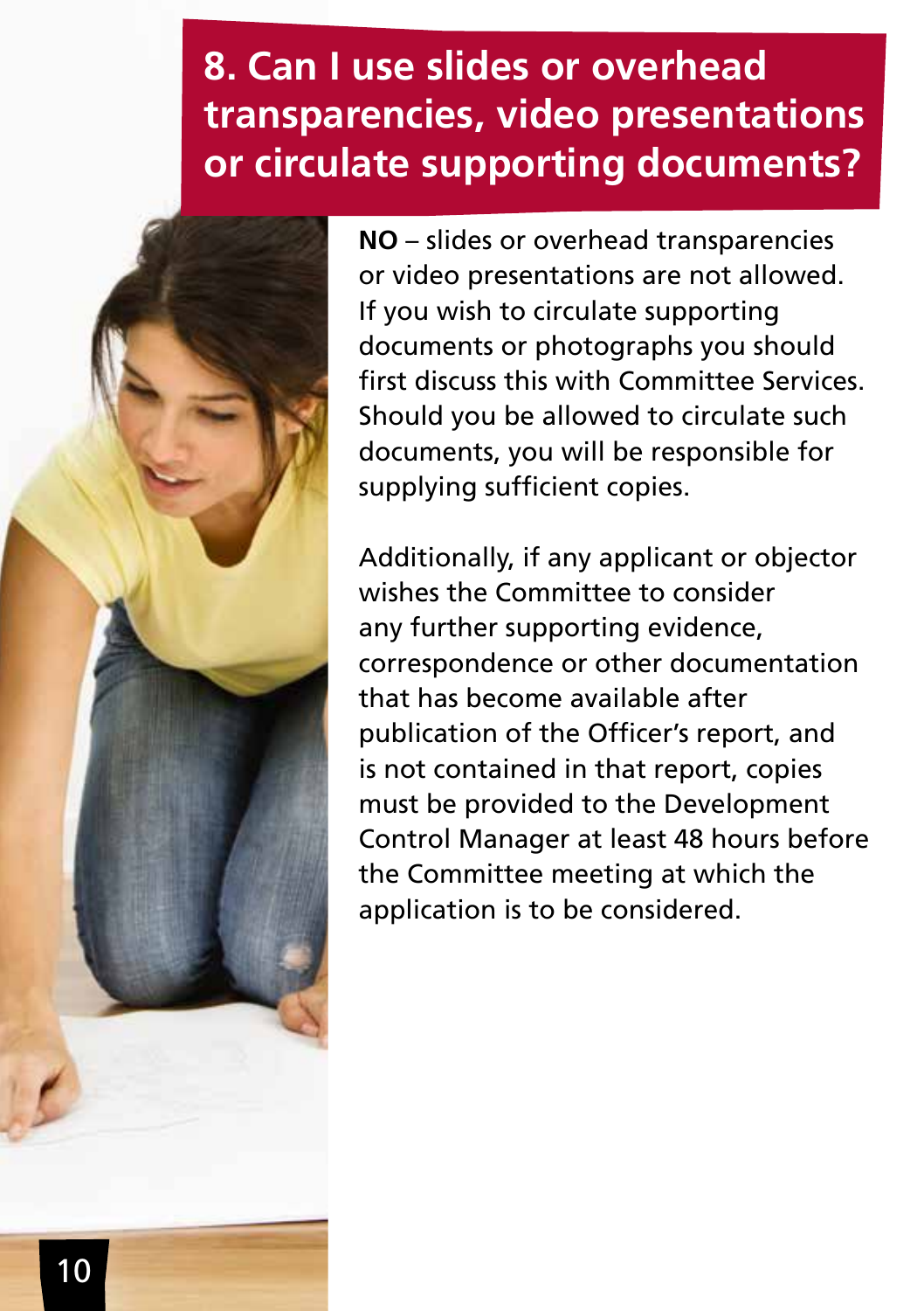# 8. Can I use slides or overhead transparencies, video presentations or circulate supporting documents?

**NO** – slides or overhead transparencies or video presentations are not allowed. If you wish to circulate supporting documents or photographs you should first discuss this with Committee Services. Should you be allowed to circulate such documents, you will be responsible for supplying sufficient copies.

Additionally, if any applicant or objector wishes the Committee to consider any further supporting evidence, correspondence or other documentation that has become available after publication of the Officer's report, and is not contained in that report, copies must be provided to the Development Control Manager at least 48 hours before the Committee meeting at which the application is to be considered.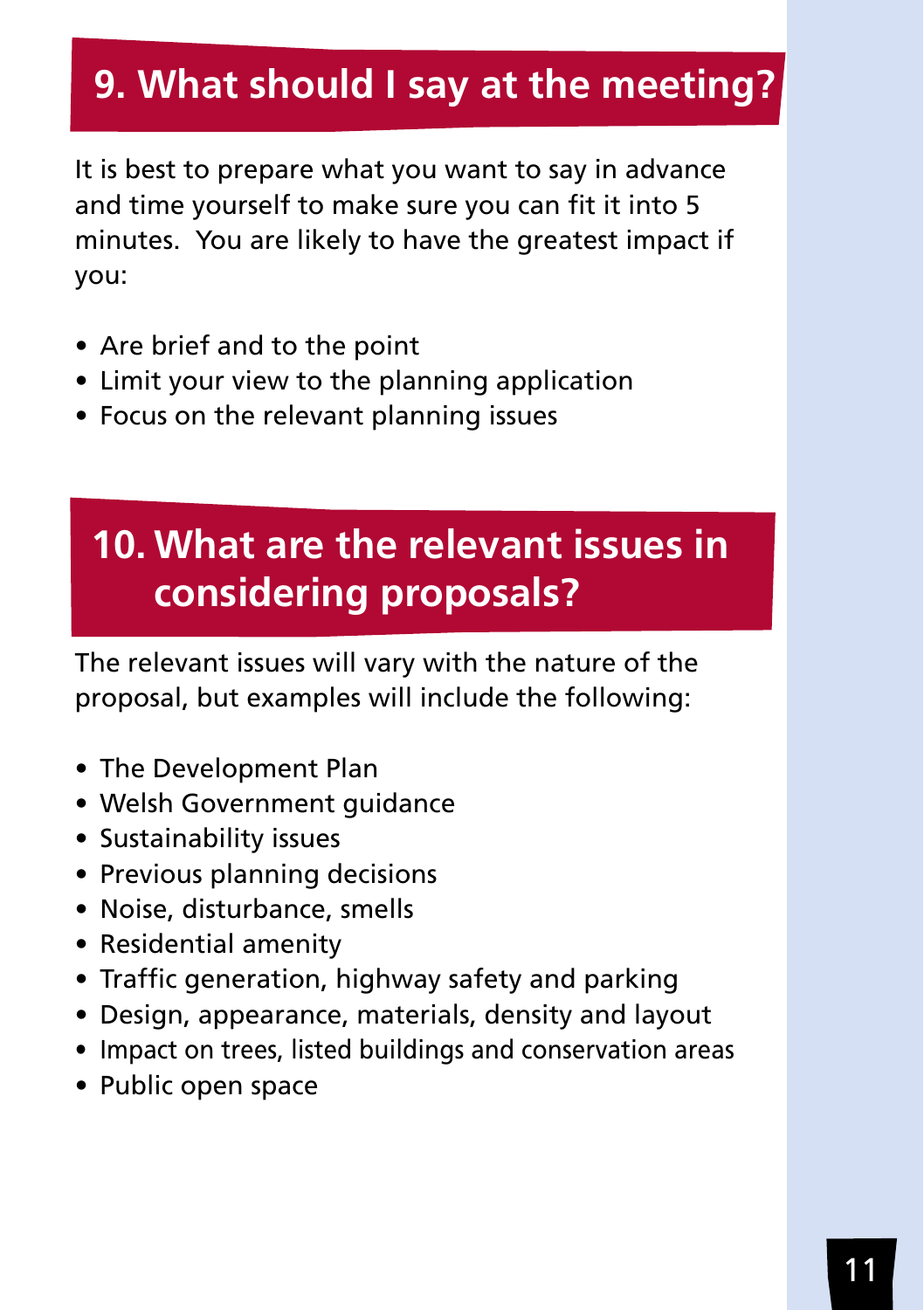## 9. What should I say at the meeting?

It is best to prepare what you want to say in advance and time yourself to make sure you can fit it into 5 minutes. You are likely to have the greatest impact if you:

- Are brief and to the point
- Limit your view to the planning application
- Focus on the relevant planning issues

## 10. What are the relevant issues in considering proposals?

The relevant issues will vary with the nature of the proposal, but examples will include the following:

- The Development Plan
- Welsh Government guidance
- Sustainability issues
- Previous planning decisions
- Noise, disturbance, smells
- Residential amenity
- Traffic generation, highway safety and parking
- Design, appearance, materials, density and layout
- Impact on trees, listed buildings and conservation areas
- Public open space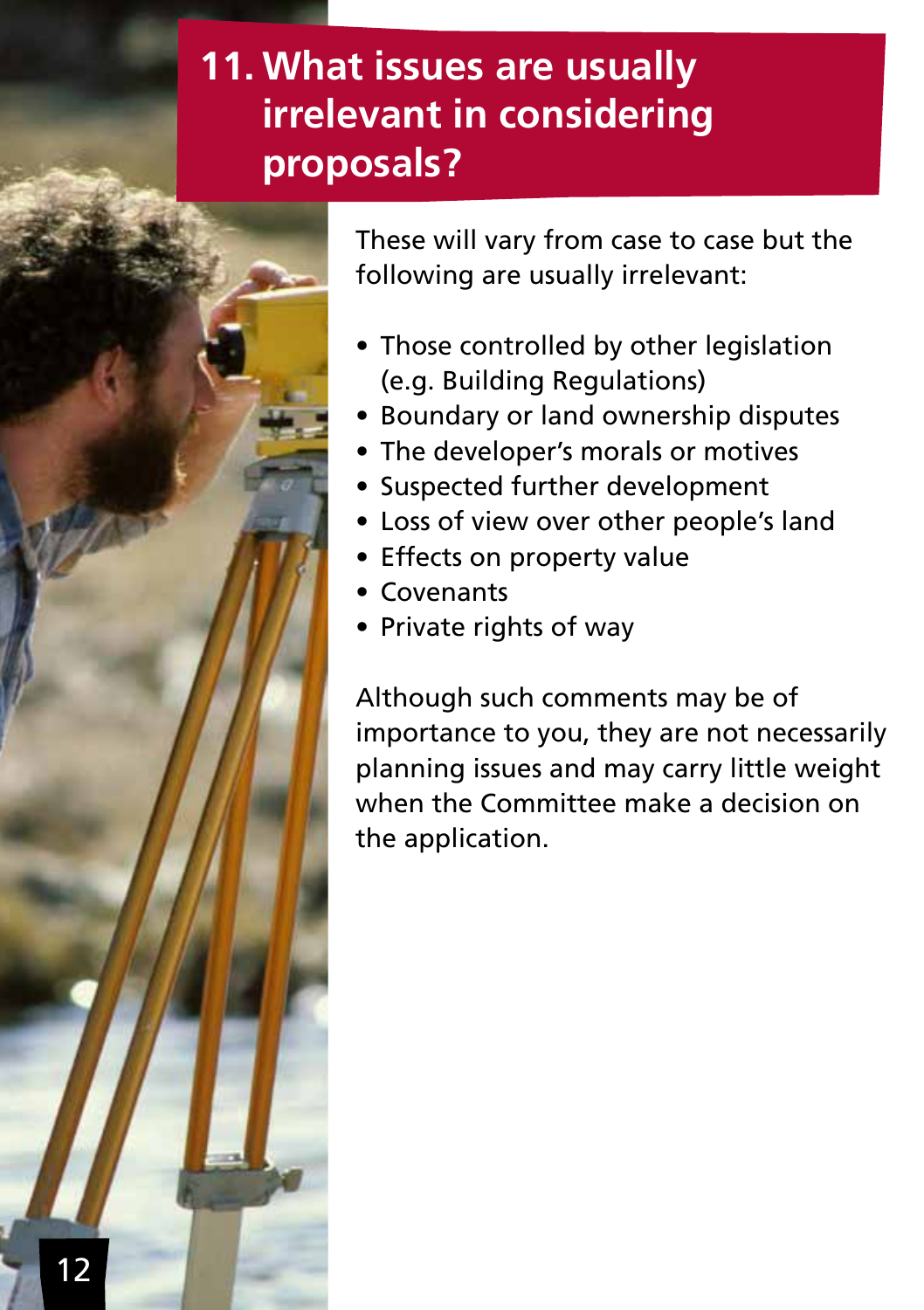## 11. What issues are usually irrelevant in considering proposals?

These will vary from case to case but the following are usually irrelevant:

- Those controlled by other legislation (e.g. Building Regulations)
- Boundary or land ownership disputes
- The developer's morals or motives
- Suspected further development
- Loss of view over other people's land
- Effects on property value
- Covenants
- Private rights of way

Although such comments may be of importance to you, they are not necessarily planning issues and may carry little weight when the Committee make a decision on the application.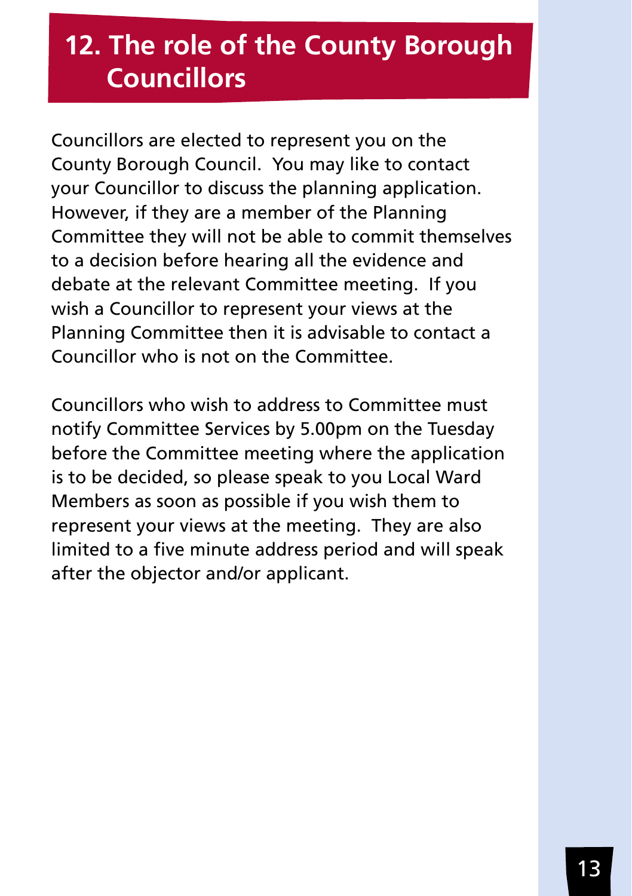## 12. The role of the County Borough Councillors

Councillors are elected to represent you on the County Borough Council.  You may like to contact your Councillor to discuss the planning application. However, if they are a member of the Planning Committee they will not be able to commit themselves to a decision before hearing all the evidence and debate at the relevant Committee meeting.  If you wish a Councillor to represent your views at the Planning Committee then it is advisable to contact a Councillor who is not on the Committee.

Councillors who wish to address to Committee must notify Committee Services by 5.00pm on the Tuesday before the Committee meeting where the application is to be decided, so please speak to you Local Ward Members as soon as possible if you wish them to represent your views at the meeting.  They are also limited to a five minute address period and will speak after the objector and/or applicant.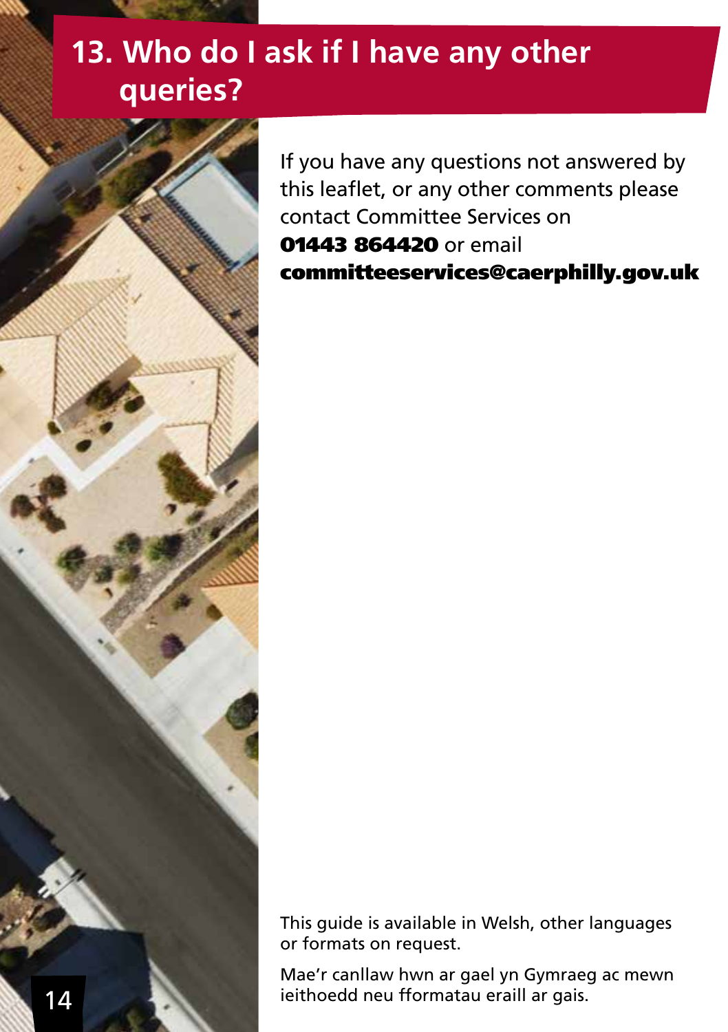## 13. Who do I ask if I have any other queries?

If you have any questions not answered by this leaflet, or any other comments please contact Committee Services on **01443 864420** or email **committeeservices@caerphilly.gov.uk**

This guide is available in Welsh, other languages or formats on request.

Mae'r canllaw hwn ar gael yn Gymraeg ac mewn ieithoedd neu fformatau eraill ar gais.